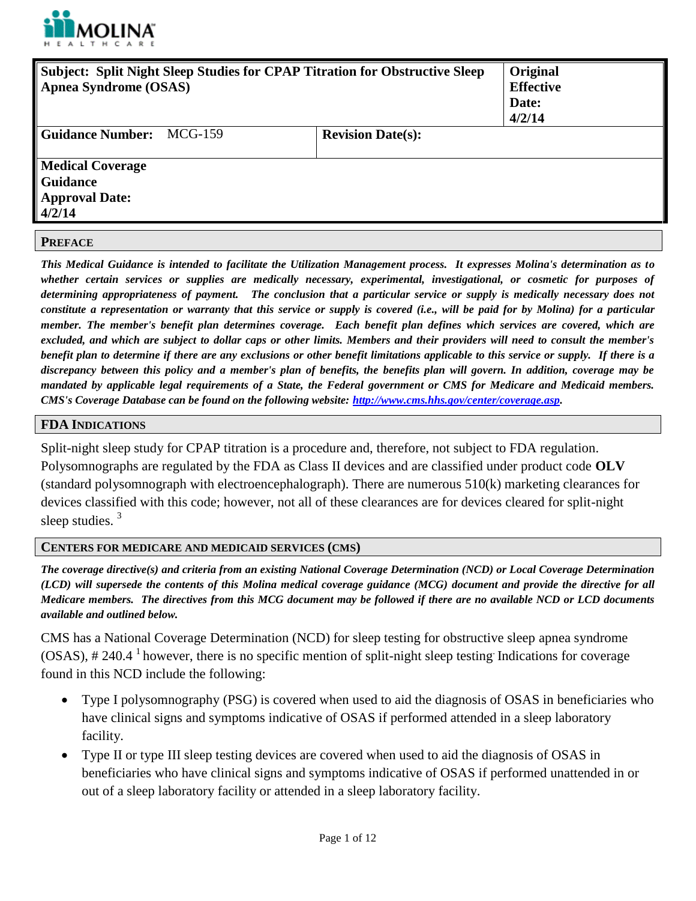MOLINA HEALTHCARE

| **Subject: Split Night Sleep Studies for CPAP Titration for Obstructive Sleep Apnea Syndrome (OSAS)** | | **Original Effective Date: 4/2/14** |
|---|---|---|
| **Guidance Number:** MCG-159 | **Revision Date(s):** | |
| **Medical Coverage Guidance Approval Date: 4/2/14** | | |

## PREFACE

***This Medical Guidance is intended to facilitate the Utilization Management process. It expresses Molina's determination as to whether certain services or supplies are medically necessary, experimental, investigational, or cosmetic for purposes of determining appropriateness of payment. The conclusion that a particular service or supply is medically necessary does not constitute a representation or warranty that this service or supply is covered (i.e., will be paid for by Molina) for a particular member. The member's benefit plan determines coverage. Each benefit plan defines which services are covered, which are excluded, and which are subject to dollar caps or other limits. Members and their providers will need to consult the member's benefit plan to determine if there are any exclusions or other benefit limitations applicable to this service or supply. If there is a discrepancy between this policy and a member's plan of benefits, the benefits plan will govern. In addition, coverage may be mandated by applicable legal requirements of a State, the Federal government or CMS for Medicare and Medicaid members. CMS's Coverage Database can be found on the following website: http://www.cms.hhs.gov/center/coverage.asp.***

## FDA INDICATIONS

Split-night sleep study for CPAP titration is a procedure and, therefore, not subject to FDA regulation. Polysomnographs are regulated by the FDA as Class II devices and are classified under product code **OLV** (standard polysomnograph with electroencephalograph). There are numerous 510(k) marketing clearances for devices classified with this code; however, not all of these clearances are for devices cleared for split-night sleep studies. [3]

## CENTERS FOR MEDICARE AND MEDICAID SERVICES (CMS)

***The coverage directive(s) and criteria from an existing National Coverage Determination (NCD) or Local Coverage Determination (LCD) will supersede the contents of this Molina medical coverage guidance (MCG) document and provide the directive for all Medicare members. The directives from this MCG document may be followed if there are no available NCD or LCD documents available and outlined below.***

CMS has a National Coverage Determination (NCD) for sleep testing for obstructive sleep apnea syndrome (OSAS), # 240.4 [1] however, there is no specific mention of split-night sleep testing. Indications for coverage found in this NCD include the following:

- Type I polysomnography (PSG) is covered when used to aid the diagnosis of OSAS in beneficiaries who have clinical signs and symptoms indicative of OSAS if performed attended in a sleep laboratory facility.
- Type II or type III sleep testing devices are covered when used to aid the diagnosis of OSAS in beneficiaries who have clinical signs and symptoms indicative of OSAS if performed unattended in or out of a sleep laboratory facility or attended in a sleep laboratory facility.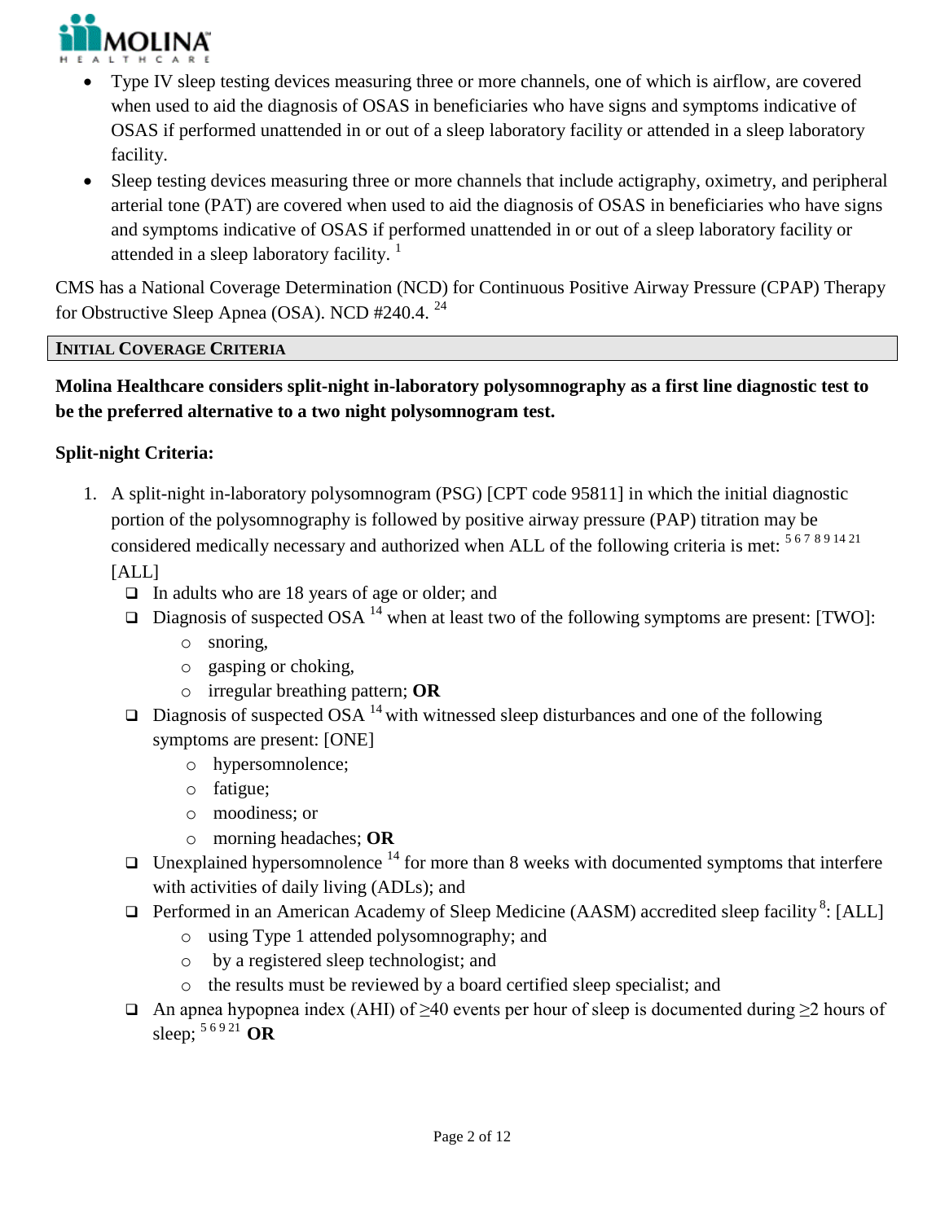- Type IV sleep testing devices measuring three or more channels, one of which is airflow, are covered when used to aid the diagnosis of OSAS in beneficiaries who have signs and symptoms indicative of OSAS if performed unattended in or out of a sleep laboratory facility or attended in a sleep laboratory facility.
- Sleep testing devices measuring three or more channels that include actigraphy, oximetry, and peripheral arterial tone (PAT) are covered when used to aid the diagnosis of OSAS in beneficiaries who have signs and symptoms indicative of OSAS if performed unattended in or out of a sleep laboratory facility or attended in a sleep laboratory facility. [1]

CMS has a National Coverage Determination (NCD) for Continuous Positive Airway Pressure (CPAP) Therapy for Obstructive Sleep Apnea (OSA). NCD #240.4. [24]

## INITIAL COVERAGE CRITERIA

**Molina Healthcare considers split-night in-laboratory polysomnography as a first line diagnostic test to be the preferred alternative to a two night polysomnogram test.**

**Split-night Criteria:**

1. A split-night in-laboratory polysomnogram (PSG) [CPT code 95811] in which the initial diagnostic portion of the polysomnography is followed by positive airway pressure (PAP) titration may be considered medically necessary and authorized when ALL of the following criteria is met: [5 6 7 8 9 14 21] [ALL]
   - ❑ In adults who are 18 years of age or older; and
   - ❑ Diagnosis of suspected OSA [14] when at least two of the following symptoms are present: [TWO]:
     - o snoring,
     - o gasping or choking,
     - o irregular breathing pattern; **OR**
   - ❑ Diagnosis of suspected OSA [14] with witnessed sleep disturbances and one of the following symptoms are present: [ONE]
     - o hypersomnolence;
     - o fatigue;
     - o moodiness; or
     - o morning headaches; **OR**
   - ❑ Unexplained hypersomnolence [14] for more than 8 weeks with documented symptoms that interfere with activities of daily living (ADLs); and
   - ❑ Performed in an American Academy of Sleep Medicine (AASM) accredited sleep facility [8]: [ALL]
     - o using Type 1 attended polysomnography; and
     - o by a registered sleep technologist; and
     - o the results must be reviewed by a board certified sleep specialist; and
   - ❑ An apnea hypopnea index (AHI) of ≥40 events per hour of sleep is documented during ≥2 hours of sleep; [5 6 9 21] **OR**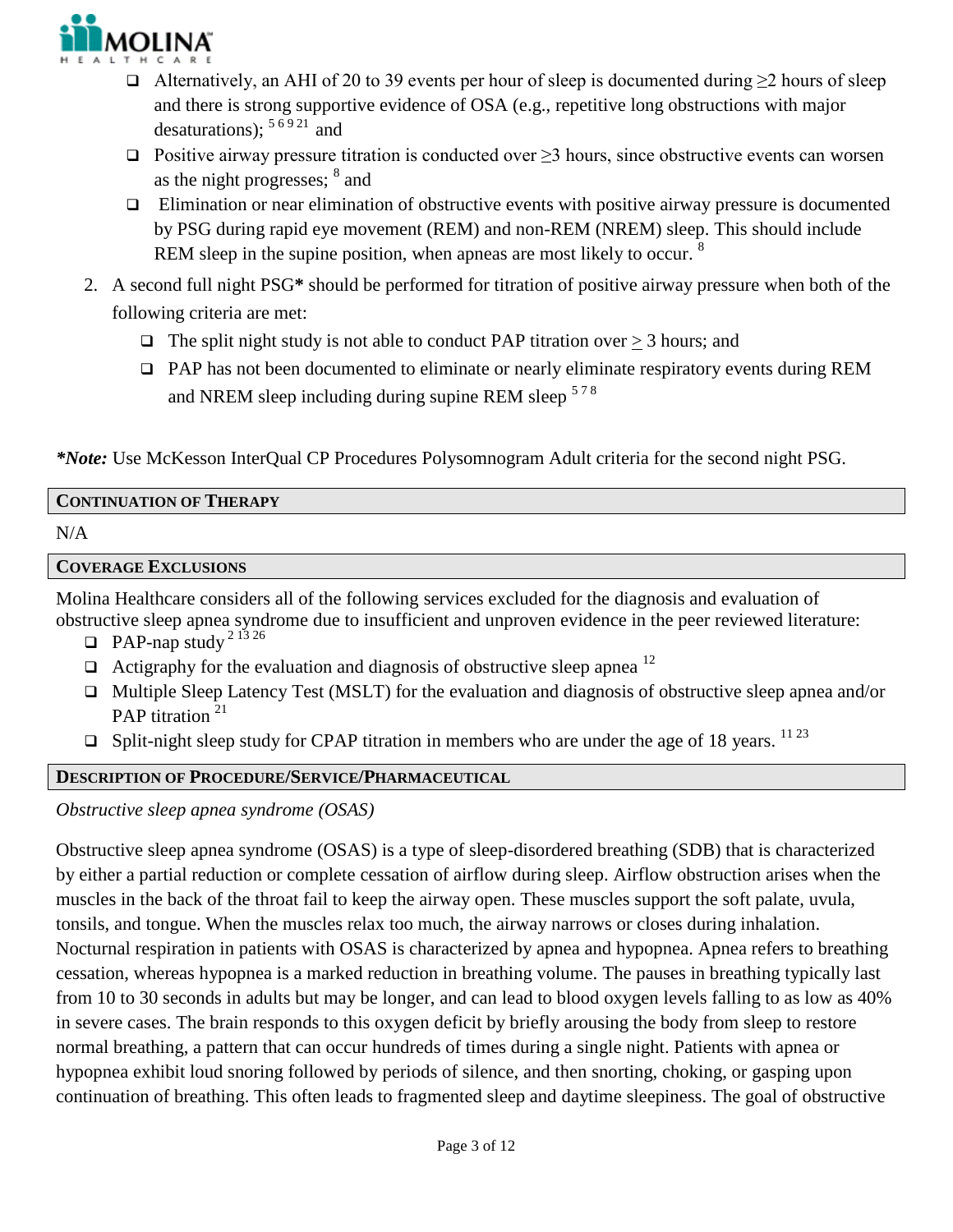- Alternatively, an AHI of 20 to 39 events per hour of sleep is documented during ≥2 hours of sleep and there is strong supportive evidence of OSA (e.g., repetitive long obstructions with major desaturations); [5 6 9 21] and
- Positive airway pressure titration is conducted over ≥3 hours, since obstructive events can worsen as the night progresses; [8] and
- Elimination or near elimination of obstructive events with positive airway pressure is documented by PSG during rapid eye movement (REM) and non-REM (NREM) sleep. This should include REM sleep in the supine position, when apneas are most likely to occur. [8]

2. A second full night PSG* should be performed for titration of positive airway pressure when both of the following criteria are met:
   - The split night study is not able to conduct PAP titration over ≥ 3 hours; and
   - PAP has not been documented to eliminate or nearly eliminate respiratory events during REM and NREM sleep including during supine REM sleep [5 7 8]

***Note:*** Use McKesson InterQual CP Procedures Polysomnogram Adult criteria for the second night PSG.

## CONTINUATION OF THERAPY

N/A

## COVERAGE EXCLUSIONS

Molina Healthcare considers all of the following services excluded for the diagnosis and evaluation of obstructive sleep apnea syndrome due to insufficient and unproven evidence in the peer reviewed literature:

- PAP-nap study [2 13 26]
- Actigraphy for the evaluation and diagnosis of obstructive sleep apnea [12]
- Multiple Sleep Latency Test (MSLT) for the evaluation and diagnosis of obstructive sleep apnea and/or PAP titration [21]
- Split-night sleep study for CPAP titration in members who are under the age of 18 years. [11 23]

## DESCRIPTION OF PROCEDURE/SERVICE/PHARMACEUTICAL

*Obstructive sleep apnea syndrome (OSAS)*

Obstructive sleep apnea syndrome (OSAS) is a type of sleep-disordered breathing (SDB) that is characterized by either a partial reduction or complete cessation of airflow during sleep. Airflow obstruction arises when the muscles in the back of the throat fail to keep the airway open. These muscles support the soft palate, uvula, tonsils, and tongue. When the muscles relax too much, the airway narrows or closes during inhalation. Nocturnal respiration in patients with OSAS is characterized by apnea and hypopnea. Apnea refers to breathing cessation, whereas hypopnea is a marked reduction in breathing volume. The pauses in breathing typically last from 10 to 30 seconds in adults but may be longer, and can lead to blood oxygen levels falling to as low as 40% in severe cases. The brain responds to this oxygen deficit by briefly arousing the body from sleep to restore normal breathing, a pattern that can occur hundreds of times during a single night. Patients with apnea or hypopnea exhibit loud snoring followed by periods of silence, and then snorting, choking, or gasping upon continuation of breathing. This often leads to fragmented sleep and daytime sleepiness. The goal of obstructive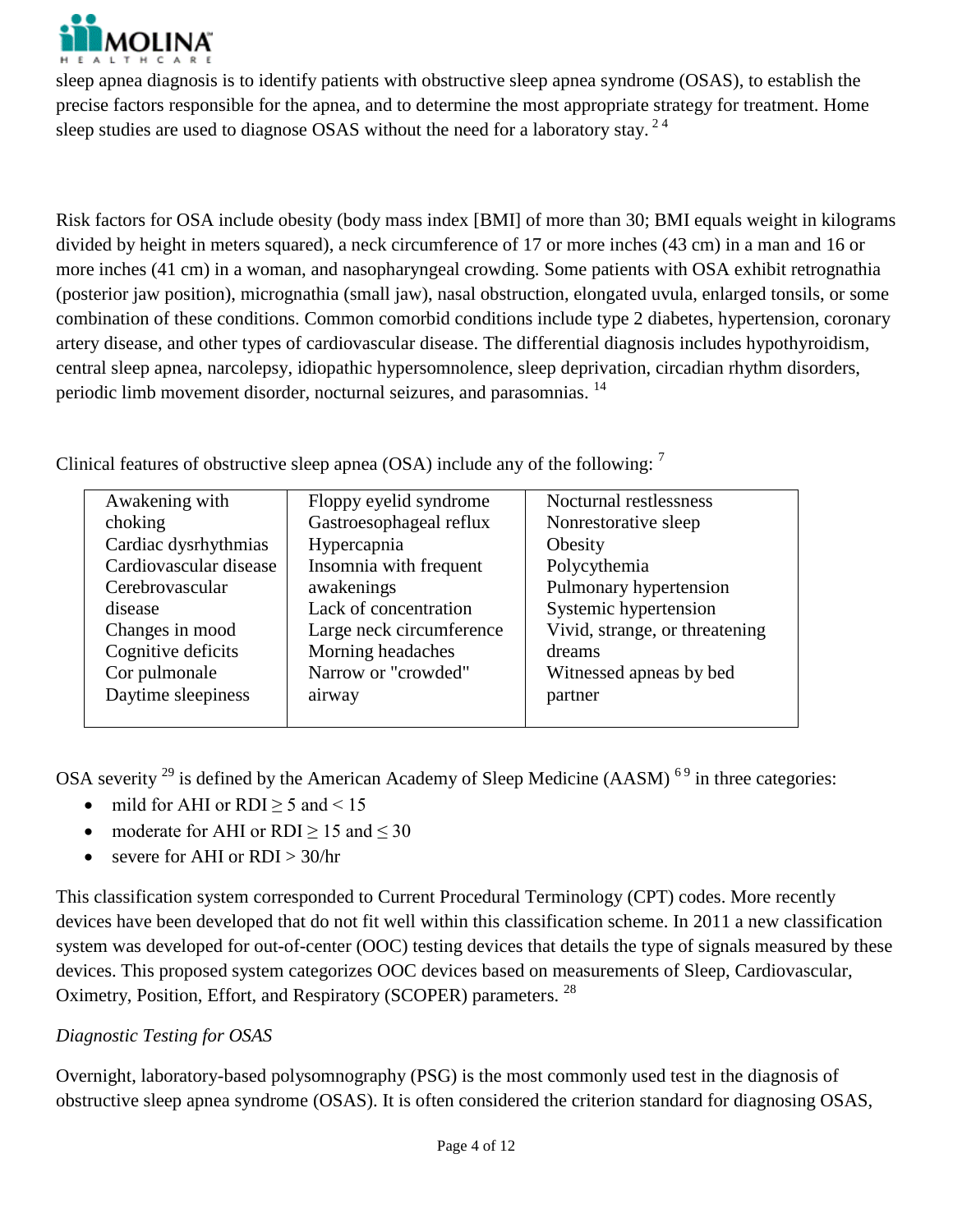sleep apnea diagnosis is to identify patients with obstructive sleep apnea syndrome (OSAS), to establish the precise factors responsible for the apnea, and to determine the most appropriate strategy for treatment. Home sleep studies are used to diagnose OSAS without the need for a laboratory stay. [2,4]

Risk factors for OSA include obesity (body mass index [BMI] of more than 30; BMI equals weight in kilograms divided by height in meters squared), a neck circumference of 17 or more inches (43 cm) in a man and 16 or more inches (41 cm) in a woman, and nasopharyngeal crowding. Some patients with OSA exhibit retrognathia (posterior jaw position), micrognathia (small jaw), nasal obstruction, elongated uvula, enlarged tonsils, or some combination of these conditions. Common comorbid conditions include type 2 diabetes, hypertension, coronary artery disease, and other types of cardiovascular disease. The differential diagnosis includes hypothyroidism, central sleep apnea, narcolepsy, idiopathic hypersomnolence, sleep deprivation, circadian rhythm disorders, periodic limb movement disorder, nocturnal seizures, and parasomnias. [14]

Clinical features of obstructive sleep apnea (OSA) include any of the following: [7]

| | | |
|---|---|---|
| Awakening with choking | Floppy eyelid syndrome | Nocturnal restlessness |
| Cardiac dysrhythmias | Gastroesophageal reflux | Nonrestorative sleep |
| Cardiovascular disease | Hypercapnia | Obesity |
| Cerebrovascular disease | Insomnia with frequent awakenings | Polycythemia |
| Changes in mood | Lack of concentration | Pulmonary hypertension |
| Cognitive deficits | Large neck circumference | Systemic hypertension |
| Cor pulmonale | Morning headaches | Vivid, strange, or threatening dreams |
| Daytime sleepiness | Narrow or "crowded" airway | Witnessed apneas by bed partner |

OSA severity [29] is defined by the American Academy of Sleep Medicine (AASM) [6,9] in three categories:

- mild for AHI or RDI $\geq 5$ and $< 15$
- moderate for AHI or RDI $\geq 15$ and $\leq 30$
- severe for AHI or RDI $> 30$/hr

This classification system corresponded to Current Procedural Terminology (CPT) codes. More recently devices have been developed that do not fit well within this classification scheme. In 2011 a new classification system was developed for out-of-center (OOC) testing devices that details the type of signals measured by these devices. This proposed system categorizes OOC devices based on measurements of Sleep, Cardiovascular, Oximetry, Position, Effort, and Respiratory (SCOPER) parameters. [28]

*Diagnostic Testing for OSAS*

Overnight, laboratory-based polysomnography (PSG) is the most commonly used test in the diagnosis of obstructive sleep apnea syndrome (OSAS). It is often considered the criterion standard for diagnosing OSAS,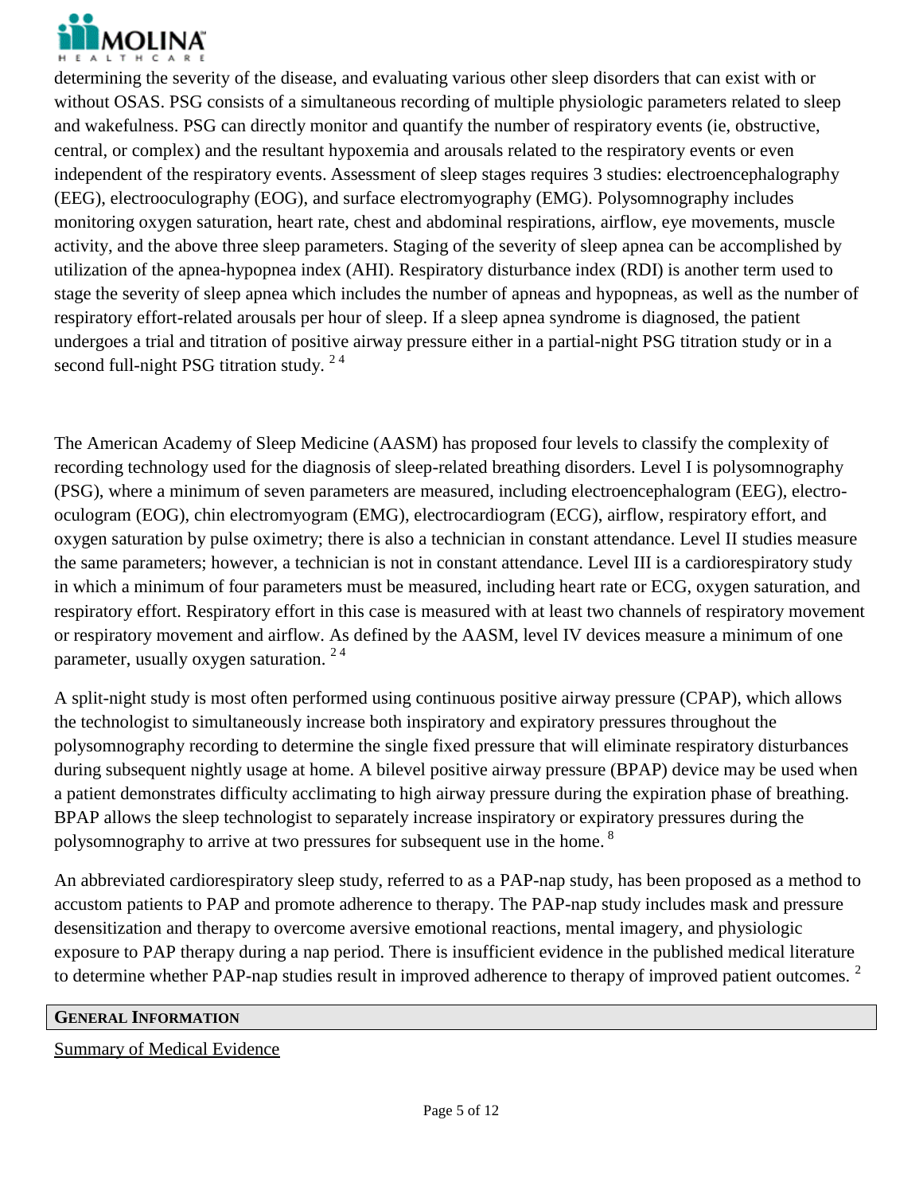determining the severity of the disease, and evaluating various other sleep disorders that can exist with or without OSAS. PSG consists of a simultaneous recording of multiple physiologic parameters related to sleep and wakefulness. PSG can directly monitor and quantify the number of respiratory events (ie, obstructive, central, or complex) and the resultant hypoxemia and arousals related to the respiratory events or even independent of the respiratory events. Assessment of sleep stages requires 3 studies: electroencephalography (EEG), electrooculography (EOG), and surface electromyography (EMG). Polysomnography includes monitoring oxygen saturation, heart rate, chest and abdominal respirations, airflow, eye movements, muscle activity, and the above three sleep parameters. Staging of the severity of sleep apnea can be accomplished by utilization of the apnea-hypopnea index (AHI). Respiratory disturbance index (RDI) is another term used to stage the severity of sleep apnea which includes the number of apneas and hypopneas, as well as the number of respiratory effort-related arousals per hour of sleep. If a sleep apnea syndrome is diagnosed, the patient undergoes a trial and titration of positive airway pressure either in a partial-night PSG titration study or in a second full-night PSG titration study. [2 4]

The American Academy of Sleep Medicine (AASM) has proposed four levels to classify the complexity of recording technology used for the diagnosis of sleep-related breathing disorders. Level I is polysomnography (PSG), where a minimum of seven parameters are measured, including electroencephalogram (EEG), electro-oculogram (EOG), chin electromyogram (EMG), electrocardiogram (ECG), airflow, respiratory effort, and oxygen saturation by pulse oximetry; there is also a technician in constant attendance. Level II studies measure the same parameters; however, a technician is not in constant attendance. Level III is a cardiorespiratory study in which a minimum of four parameters must be measured, including heart rate or ECG, oxygen saturation, and respiratory effort. Respiratory effort in this case is measured with at least two channels of respiratory movement or respiratory movement and airflow. As defined by the AASM, level IV devices measure a minimum of one parameter, usually oxygen saturation. [2 4]

A split-night study is most often performed using continuous positive airway pressure (CPAP), which allows the technologist to simultaneously increase both inspiratory and expiratory pressures throughout the polysomnography recording to determine the single fixed pressure that will eliminate respiratory disturbances during subsequent nightly usage at home. A bilevel positive airway pressure (BPAP) device may be used when a patient demonstrates difficulty acclimating to high airway pressure during the expiration phase of breathing. BPAP allows the sleep technologist to separately increase inspiratory or expiratory pressures during the polysomnography to arrive at two pressures for subsequent use in the home. [8]

An abbreviated cardiorespiratory sleep study, referred to as a PAP-nap study, has been proposed as a method to accustom patients to PAP and promote adherence to therapy. The PAP-nap study includes mask and pressure desensitization and therapy to overcome aversive emotional reactions, mental imagery, and physiologic exposure to PAP therapy during a nap period. There is insufficient evidence in the published medical literature to determine whether PAP-nap studies result in improved adherence to therapy of improved patient outcomes. [2]

## GENERAL INFORMATION

Summary of Medical Evidence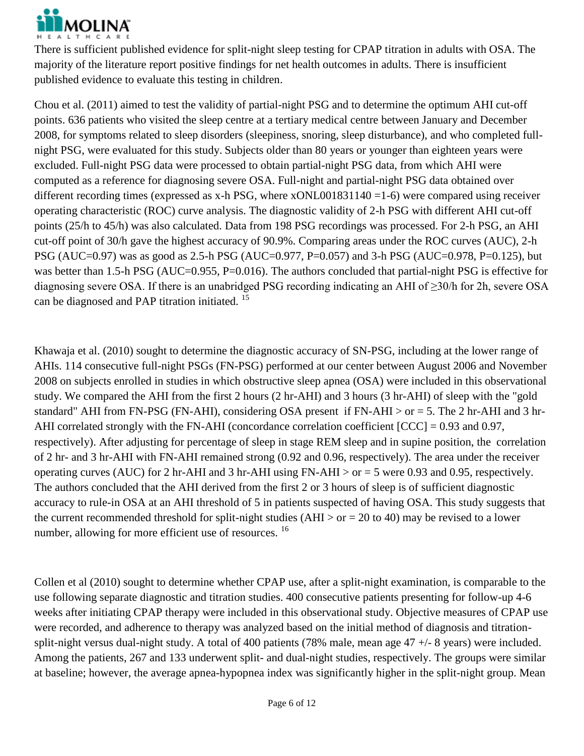There is sufficient published evidence for split-night sleep testing for CPAP titration in adults with OSA. The majority of the literature report positive findings for net health outcomes in adults. There is insufficient published evidence to evaluate this testing in children.

Chou et al. (2011) aimed to test the validity of partial-night PSG and to determine the optimum AHI cut-off points. 636 patients who visited the sleep centre at a tertiary medical centre between January and December 2008, for symptoms related to sleep disorders (sleepiness, snoring, sleep disturbance), and who completed full-night PSG, were evaluated for this study. Subjects older than 80 years or younger than eighteen years were excluded. Full-night PSG data were processed to obtain partial-night PSG data, from which AHI were computed as a reference for diagnosing severe OSA. Full-night and partial-night PSG data obtained over different recording times (expressed as x-h PSG, where xONL001831140 =1-6) were compared using receiver operating characteristic (ROC) curve analysis. The diagnostic validity of 2-h PSG with different AHI cut-off points (25/h to 45/h) was also calculated. Data from 198 PSG recordings was processed. For 2-h PSG, an AHI cut-off point of 30/h gave the highest accuracy of 90.9%. Comparing areas under the ROC curves (AUC), 2-h PSG (AUC=0.97) was as good as 2.5-h PSG (AUC=0.977, P=0.057) and 3-h PSG (AUC=0.978, P=0.125), but was better than 1.5-h PSG (AUC=0.955, P=0.016). The authors concluded that partial-night PSG is effective for diagnosing severe OSA. If there is an unabridged PSG recording indicating an AHI of ≥30/h for 2h, severe OSA can be diagnosed and PAP titration initiated. [15]

Khawaja et al. (2010) sought to determine the diagnostic accuracy of SN-PSG, including at the lower range of AHIs. 114 consecutive full-night PSGs (FN-PSG) performed at our center between August 2006 and November 2008 on subjects enrolled in studies in which obstructive sleep apnea (OSA) were included in this observational study. We compared the AHI from the first 2 hours (2 hr-AHI) and 3 hours (3 hr-AHI) of sleep with the "gold standard" AHI from FN-PSG (FN-AHI), considering OSA present if FN-AHI > or = 5. The 2 hr-AHI and 3 hr-AHI correlated strongly with the FN-AHI (concordance correlation coefficient [CCC] = 0.93 and 0.97, respectively). After adjusting for percentage of sleep in stage REM sleep and in supine position, the correlation of 2 hr- and 3 hr-AHI with FN-AHI remained strong (0.92 and 0.96, respectively). The area under the receiver operating curves (AUC) for 2 hr-AHI and 3 hr-AHI using FN-AHI > or = 5 were 0.93 and 0.95, respectively. The authors concluded that the AHI derived from the first 2 or 3 hours of sleep is of sufficient diagnostic accuracy to rule-in OSA at an AHI threshold of 5 in patients suspected of having OSA. This study suggests that the current recommended threshold for split-night studies (AHI > or = 20 to 40) may be revised to a lower number, allowing for more efficient use of resources. [16]

Collen et al (2010) sought to determine whether CPAP use, after a split-night examination, is comparable to the use following separate diagnostic and titration studies. 400 consecutive patients presenting for follow-up 4-6 weeks after initiating CPAP therapy were included in this observational study. Objective measures of CPAP use were recorded, and adherence to therapy was analyzed based on the initial method of diagnosis and titration-split-night versus dual-night study. A total of 400 patients (78% male, mean age 47 +/- 8 years) were included. Among the patients, 267 and 133 underwent split- and dual-night studies, respectively. The groups were similar at baseline; however, the average apnea-hypopnea index was significantly higher in the split-night group. Mean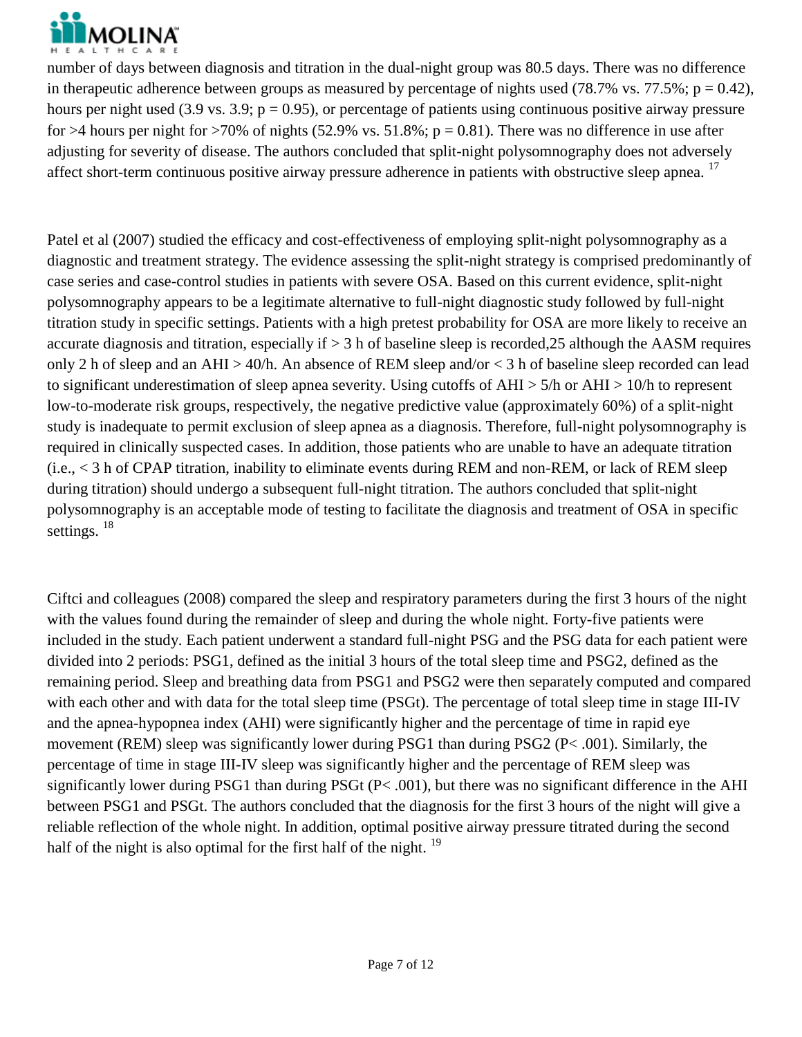number of days between diagnosis and titration in the dual-night group was 80.5 days. There was no difference in therapeutic adherence between groups as measured by percentage of nights used (78.7% vs. 77.5%; $p = 0.42$), hours per night used (3.9 vs. 3.9; $p = 0.95$), or percentage of patients using continuous positive airway pressure for >4 hours per night for >70% of nights (52.9% vs. 51.8%; $p = 0.81$). There was no difference in use after adjusting for severity of disease. The authors concluded that split-night polysomnography does not adversely affect short-term continuous positive airway pressure adherence in patients with obstructive sleep apnea. [17]

Patel et al (2007) studied the efficacy and cost-effectiveness of employing split-night polysomnography as a diagnostic and treatment strategy. The evidence assessing the split-night strategy is comprised predominantly of case series and case-control studies in patients with severe OSA. Based on this current evidence, split-night polysomnography appears to be a legitimate alternative to full-night diagnostic study followed by full-night titration study in specific settings. Patients with a high pretest probability for OSA are more likely to receive an accurate diagnosis and titration, especially if > 3 h of baseline sleep is recorded,25 although the AASM requires only 2 h of sleep and an AHI > 40/h. An absence of REM sleep and/or < 3 h of baseline sleep recorded can lead to significant underestimation of sleep apnea severity. Using cutoffs of AHI > 5/h or AHI > 10/h to represent low-to-moderate risk groups, respectively, the negative predictive value (approximately 60%) of a split-night study is inadequate to permit exclusion of sleep apnea as a diagnosis. Therefore, full-night polysomnography is required in clinically suspected cases. In addition, those patients who are unable to have an adequate titration (i.e., < 3 h of CPAP titration, inability to eliminate events during REM and non-REM, or lack of REM sleep during titration) should undergo a subsequent full-night titration. The authors concluded that split-night polysomnography is an acceptable mode of testing to facilitate the diagnosis and treatment of OSA in specific settings. [18]

Ciftci and colleagues (2008) compared the sleep and respiratory parameters during the first 3 hours of the night with the values found during the remainder of sleep and during the whole night. Forty-five patients were included in the study. Each patient underwent a standard full-night PSG and the PSG data for each patient were divided into 2 periods: PSG1, defined as the initial 3 hours of the total sleep time and PSG2, defined as the remaining period. Sleep and breathing data from PSG1 and PSG2 were then separately computed and compared with each other and with data for the total sleep time (PSGt). The percentage of total sleep time in stage III-IV and the apnea-hypopnea index (AHI) were significantly higher and the percentage of time in rapid eye movement (REM) sleep was significantly lower during PSG1 than during PSG2 ($P < .001$). Similarly, the percentage of time in stage III-IV sleep was significantly higher and the percentage of REM sleep was significantly lower during PSG1 than during PSGt ($P < .001$), but there was no significant difference in the AHI between PSG1 and PSGt. The authors concluded that the diagnosis for the first 3 hours of the night will give a reliable reflection of the whole night. In addition, optimal positive airway pressure titrated during the second half of the night is also optimal for the first half of the night. [19]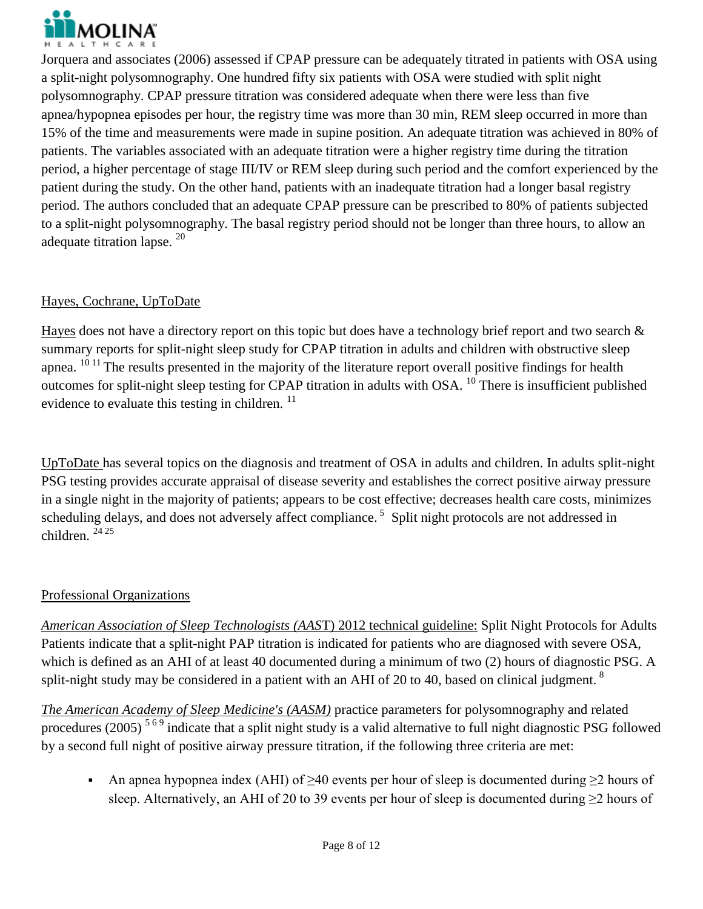Jorquera and associates (2006) assessed if CPAP pressure can be adequately titrated in patients with OSA using a split-night polysomnography. One hundred fifty six patients with OSA were studied with split night polysomnography. CPAP pressure titration was considered adequate when there were less than five apnea/hypopnea episodes per hour, the registry time was more than 30 min, REM sleep occurred in more than 15% of the time and measurements were made in supine position. An adequate titration was achieved in 80% of patients. The variables associated with an adequate titration were a higher registry time during the titration period, a higher percentage of stage III/IV or REM sleep during such period and the comfort experienced by the patient during the study. On the other hand, patients with an inadequate titration had a longer basal registry period. The authors concluded that an adequate CPAP pressure can be prescribed to 80% of patients subjected to a split-night polysomnography. The basal registry period should not be longer than three hours, to allow an adequate titration lapse. [20]

Hayes, Cochrane, UpToDate

Hayes does not have a directory report on this topic but does have a technology brief report and two search & summary reports for split-night sleep study for CPAP titration in adults and children with obstructive sleep apnea. [10,11] The results presented in the majority of the literature report overall positive findings for health outcomes for split-night sleep testing for CPAP titration in adults with OSA. [10] There is insufficient published evidence to evaluate this testing in children. [11]

UpToDate has several topics on the diagnosis and treatment of OSA in adults and children. In adults split-night PSG testing provides accurate appraisal of disease severity and establishes the correct positive airway pressure in a single night in the majority of patients; appears to be cost effective; decreases health care costs, minimizes scheduling delays, and does not adversely affect compliance. [5] Split night protocols are not addressed in children. [24,25]

Professional Organizations

*American Association of Sleep Technologists (AAST)* 2012 technical guideline: Split Night Protocols for Adults Patients indicate that a split-night PAP titration is indicated for patients who are diagnosed with severe OSA, which is defined as an AHI of at least 40 documented during a minimum of two (2) hours of diagnostic PSG. A split-night study may be considered in a patient with an AHI of 20 to 40, based on clinical judgment. [8]

*The American Academy of Sleep Medicine's (AASM)* practice parameters for polysomnography and related procedures (2005) [5,6,9] indicate that a split night study is a valid alternative to full night diagnostic PSG followed by a second full night of positive airway pressure titration, if the following three criteria are met:

- An apnea hypopnea index (AHI) of ≥40 events per hour of sleep is documented during ≥2 hours of sleep. Alternatively, an AHI of 20 to 39 events per hour of sleep is documented during ≥2 hours of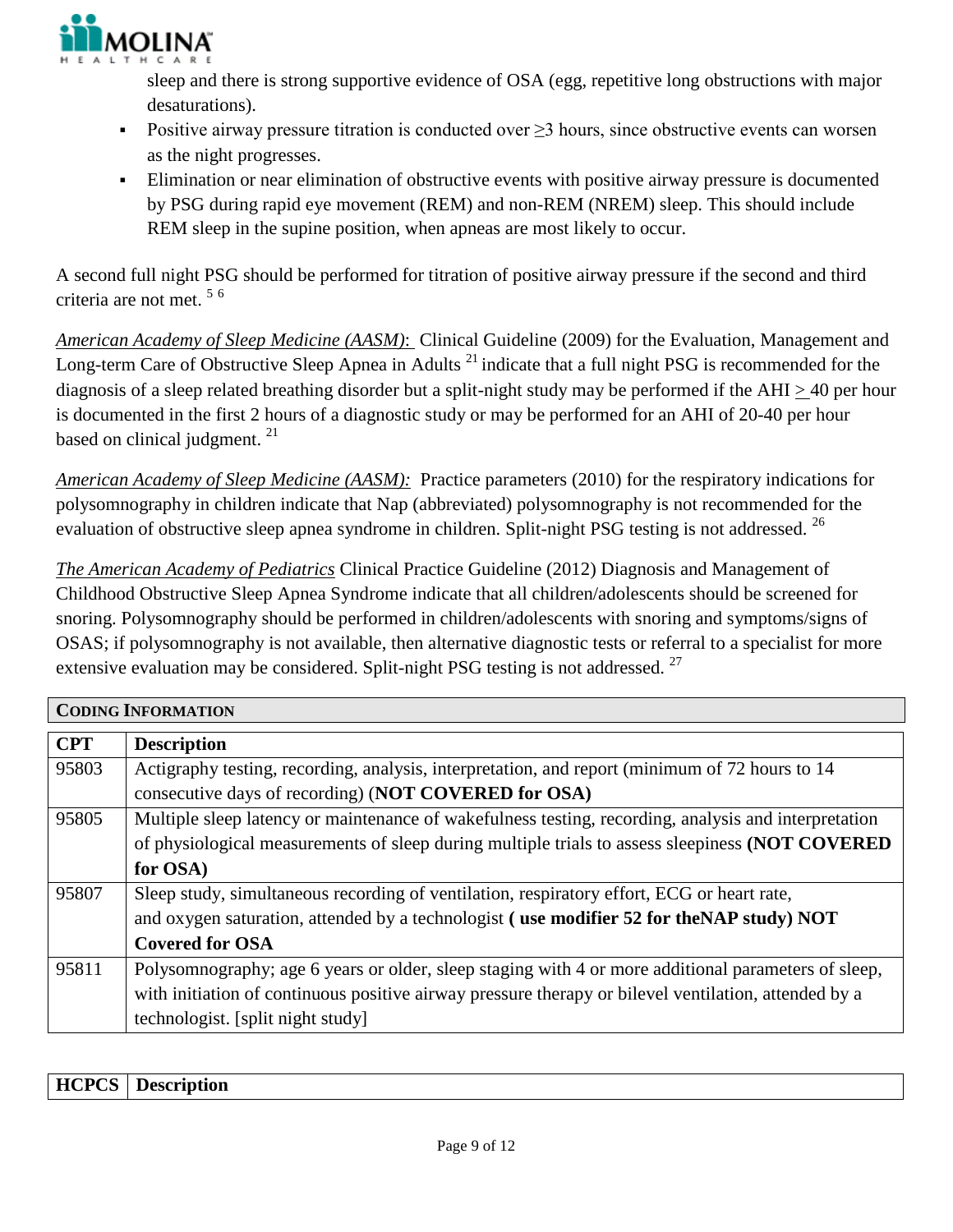sleep and there is strong supportive evidence of OSA (egg, repetitive long obstructions with major desaturations).

- Positive airway pressure titration is conducted over ≥3 hours, since obstructive events can worsen as the night progresses.
- Elimination or near elimination of obstructive events with positive airway pressure is documented by PSG during rapid eye movement (REM) and non-REM (NREM) sleep. This should include REM sleep in the supine position, when apneas are most likely to occur.

A second full night PSG should be performed for titration of positive airway pressure if the second and third criteria are not met. [5 6]

*American Academy of Sleep Medicine (AASM)*: Clinical Guideline (2009) for the Evaluation, Management and Long-term Care of Obstructive Sleep Apnea in Adults [21] indicate that a full night PSG is recommended for the diagnosis of a sleep related breathing disorder but a split-night study may be performed if the AHI ≥ 40 per hour is documented in the first 2 hours of a diagnostic study or may be performed for an AHI of 20-40 per hour based on clinical judgment. [21]

*American Academy of Sleep Medicine (AASM):* Practice parameters (2010) for the respiratory indications for polysomnography in children indicate that Nap (abbreviated) polysomnography is not recommended for the evaluation of obstructive sleep apnea syndrome in children. Split-night PSG testing is not addressed. [26]

*The American Academy of Pediatrics* Clinical Practice Guideline (2012) Diagnosis and Management of Childhood Obstructive Sleep Apnea Syndrome indicate that all children/adolescents should be screened for snoring. Polysomnography should be performed in children/adolescents with snoring and symptoms/signs of OSAS; if polysomnography is not available, then alternative diagnostic tests or referral to a specialist for more extensive evaluation may be considered. Split-night PSG testing is not addressed. [27]

## CODING INFORMATION

| CPT | Description |
|---|---|
| 95803 | Actigraphy testing, recording, analysis, interpretation, and report (minimum of 72 hours to 14 consecutive days of recording) (**NOT COVERED for OSA)** |
| 95805 | Multiple sleep latency or maintenance of wakefulness testing, recording, analysis and interpretation of physiological measurements of sleep during multiple trials to assess sleepiness **(NOT COVERED for OSA)** |
| 95807 | Sleep study, simultaneous recording of ventilation, respiratory effort, ECG or heart rate, and oxygen saturation, attended by a technologist **( use modifier 52 for theNAP study) NOT Covered for OSA** |
| 95811 | Polysomnography; age 6 years or older, sleep staging with 4 or more additional parameters of sleep, with initiation of continuous positive airway pressure therapy or bilevel ventilation, attended by a technologist. [split night study] |

| HCPCS | Description |
|---|---|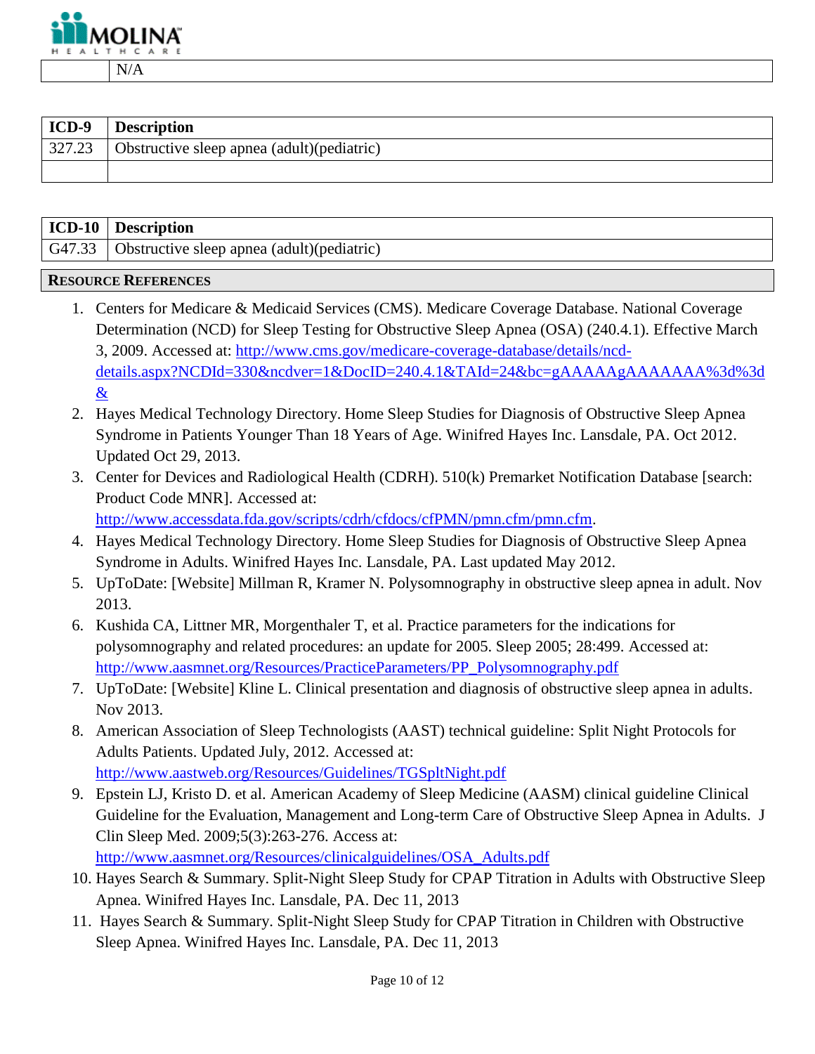| | N/A |
|---|---|

| ICD-9 | Description |
|---|---|
| 327.23 | Obstructive sleep apnea (adult)(pediatric) |
| | |

| ICD-10 | Description |
|---|---|
| G47.33 | Obstructive sleep apnea (adult)(pediatric) |

## Resource References

1. Centers for Medicare & Medicaid Services (CMS). Medicare Coverage Database. National Coverage Determination (NCD) for Sleep Testing for Obstructive Sleep Apnea (OSA) (240.4.1). Effective March 3, 2009. Accessed at: http://www.cms.gov/medicare-coverage-database/details/ncd-details.aspx?NCDId=330&ncdver=1&DocID=240.4.1&TAId=24&bc=gAAAAAgAAAAAAA%3d%3d&
2. Hayes Medical Technology Directory. Home Sleep Studies for Diagnosis of Obstructive Sleep Apnea Syndrome in Patients Younger Than 18 Years of Age. Winifred Hayes Inc. Lansdale, PA. Oct 2012. Updated Oct 29, 2013.
3. Center for Devices and Radiological Health (CDRH). 510(k) Premarket Notification Database [search: Product Code MNR]. Accessed at: http://www.accessdata.fda.gov/scripts/cdrh/cfdocs/cfPMN/pmn.cfm/pmn.cfm.
4. Hayes Medical Technology Directory. Home Sleep Studies for Diagnosis of Obstructive Sleep Apnea Syndrome in Adults. Winifred Hayes Inc. Lansdale, PA. Last updated May 2012.
5. UpToDate: [Website] Millman R, Kramer N. Polysomnography in obstructive sleep apnea in adult. Nov 2013.
6. Kushida CA, Littner MR, Morgenthaler T, et al. Practice parameters for the indications for polysomnography and related procedures: an update for 2005. Sleep 2005; 28:499. Accessed at: http://www.aasmnet.org/Resources/PracticeParameters/PP_Polysomnography.pdf
7. UpToDate: [Website] Kline L. Clinical presentation and diagnosis of obstructive sleep apnea in adults. Nov 2013.
8. American Association of Sleep Technologists (AAST) technical guideline: Split Night Protocols for Adults Patients. Updated July, 2012. Accessed at: http://www.aastweb.org/Resources/Guidelines/TGSpltNight.pdf
9. Epstein LJ, Kristo D. et al. American Academy of Sleep Medicine (AASM) clinical guideline Clinical Guideline for the Evaluation, Management and Long-term Care of Obstructive Sleep Apnea in Adults. J Clin Sleep Med. 2009;5(3):263-276. Access at: http://www.aasmnet.org/Resources/clinicalguidelines/OSA_Adults.pdf
10. Hayes Search & Summary. Split-Night Sleep Study for CPAP Titration in Adults with Obstructive Sleep Apnea. Winifred Hayes Inc. Lansdale, PA. Dec 11, 2013
11. Hayes Search & Summary. Split-Night Sleep Study for CPAP Titration in Children with Obstructive Sleep Apnea. Winifred Hayes Inc. Lansdale, PA. Dec 11, 2013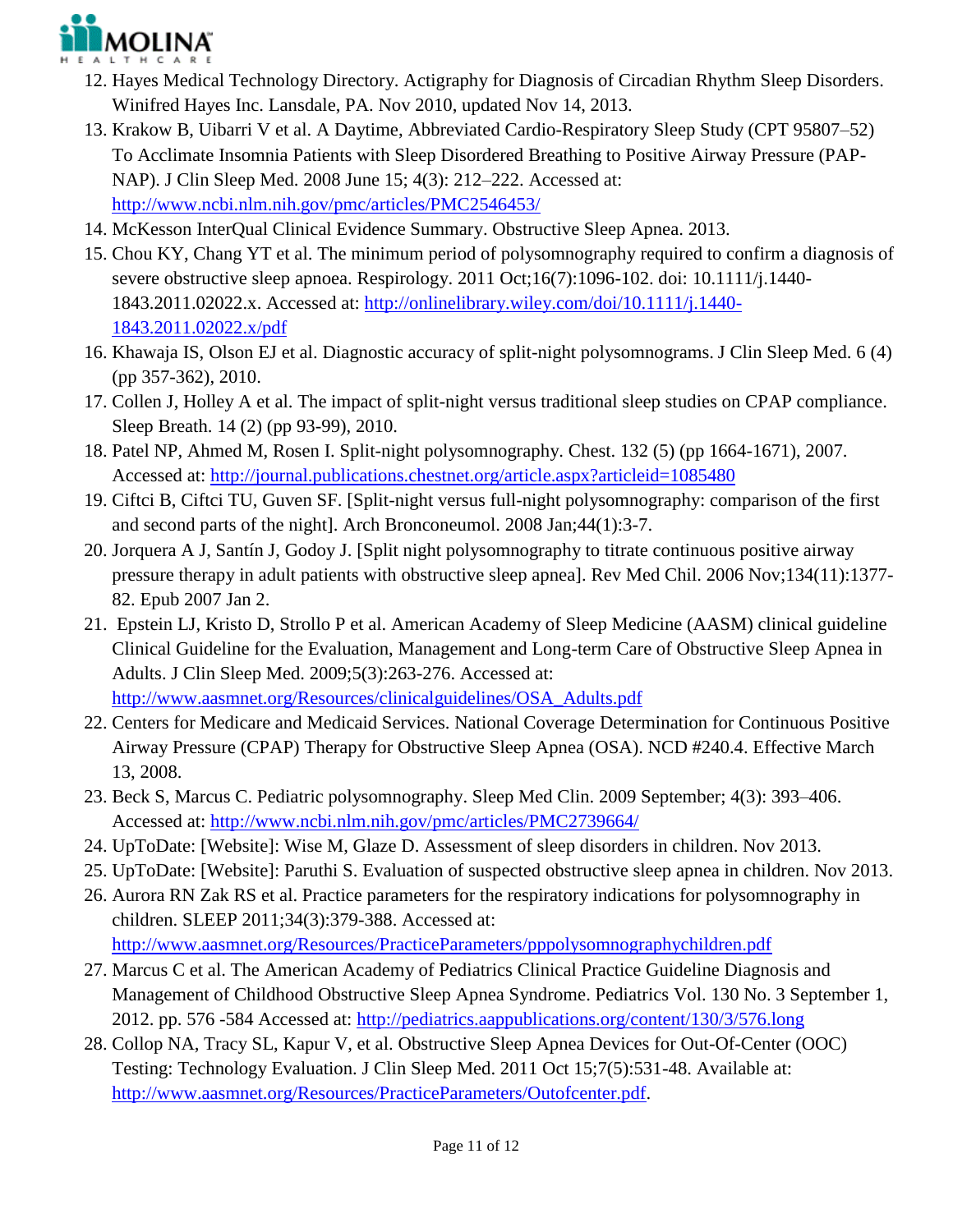12. Hayes Medical Technology Directory. Actigraphy for Diagnosis of Circadian Rhythm Sleep Disorders. Winifred Hayes Inc. Lansdale, PA. Nov 2010, updated Nov 14, 2013.
13. Krakow B, Uibarri V et al. A Daytime, Abbreviated Cardio-Respiratory Sleep Study (CPT 95807–52) To Acclimate Insomnia Patients with Sleep Disordered Breathing to Positive Airway Pressure (PAP-NAP). J Clin Sleep Med. 2008 June 15; 4(3): 212–222. Accessed at: http://www.ncbi.nlm.nih.gov/pmc/articles/PMC2546453/
14. McKesson InterQual Clinical Evidence Summary. Obstructive Sleep Apnea. 2013.
15. Chou KY, Chang YT et al. The minimum period of polysomnography required to confirm a diagnosis of severe obstructive sleep apnoea. Respirology. 2011 Oct;16(7):1096-102. doi: 10.1111/j.1440-1843.2011.02022.x. Accessed at: http://onlinelibrary.wiley.com/doi/10.1111/j.1440-1843.2011.02022.x/pdf
16. Khawaja IS, Olson EJ et al. Diagnostic accuracy of split-night polysomnograms. J Clin Sleep Med. 6 (4) (pp 357-362), 2010.
17. Collen J, Holley A et al. The impact of split-night versus traditional sleep studies on CPAP compliance. Sleep Breath. 14 (2) (pp 93-99), 2010.
18. Patel NP, Ahmed M, Rosen I. Split-night polysomnography. Chest. 132 (5) (pp 1664-1671), 2007. Accessed at: http://journal.publications.chestnet.org/article.aspx?articleid=1085480
19. Ciftci B, Ciftci TU, Guven SF. [Split-night versus full-night polysomnography: comparison of the first and second parts of the night]. Arch Bronconeumol. 2008 Jan;44(1):3-7.
20. Jorquera A J, Santín J, Godoy J. [Split night polysomnography to titrate continuous positive airway pressure therapy in adult patients with obstructive sleep apnea]. Rev Med Chil. 2006 Nov;134(11):1377-82. Epub 2007 Jan 2.
21. Epstein LJ, Kristo D, Strollo P et al. American Academy of Sleep Medicine (AASM) clinical guideline Clinical Guideline for the Evaluation, Management and Long-term Care of Obstructive Sleep Apnea in Adults. J Clin Sleep Med. 2009;5(3):263-276. Accessed at: http://www.aasmnet.org/Resources/clinicalguidelines/OSA_Adults.pdf
22. Centers for Medicare and Medicaid Services. National Coverage Determination for Continuous Positive Airway Pressure (CPAP) Therapy for Obstructive Sleep Apnea (OSA). NCD #240.4. Effective March 13, 2008.
23. Beck S, Marcus C. Pediatric polysomnography. Sleep Med Clin. 2009 September; 4(3): 393–406. Accessed at: http://www.ncbi.nlm.nih.gov/pmc/articles/PMC2739664/
24. UpToDate: [Website]: Wise M, Glaze D. Assessment of sleep disorders in children. Nov 2013.
25. UpToDate: [Website]: Paruthi S. Evaluation of suspected obstructive sleep apnea in children. Nov 2013.
26. Aurora RN Zak RS et al. Practice parameters for the respiratory indications for polysomnography in children. SLEEP 2011;34(3):379-388. Accessed at: http://www.aasmnet.org/Resources/PracticeParameters/pppolysomnographychildren.pdf
27. Marcus C et al. The American Academy of Pediatrics Clinical Practice Guideline Diagnosis and Management of Childhood Obstructive Sleep Apnea Syndrome. Pediatrics Vol. 130 No. 3 September 1, 2012. pp. 576 -584 Accessed at: http://pediatrics.aappublications.org/content/130/3/576.long
28. Collop NA, Tracy SL, Kapur V, et al. Obstructive Sleep Apnea Devices for Out-Of-Center (OOC) Testing: Technology Evaluation. J Clin Sleep Med. 2011 Oct 15;7(5):531-48. Available at: http://www.aasmnet.org/Resources/PracticeParameters/Outofcenter.pdf.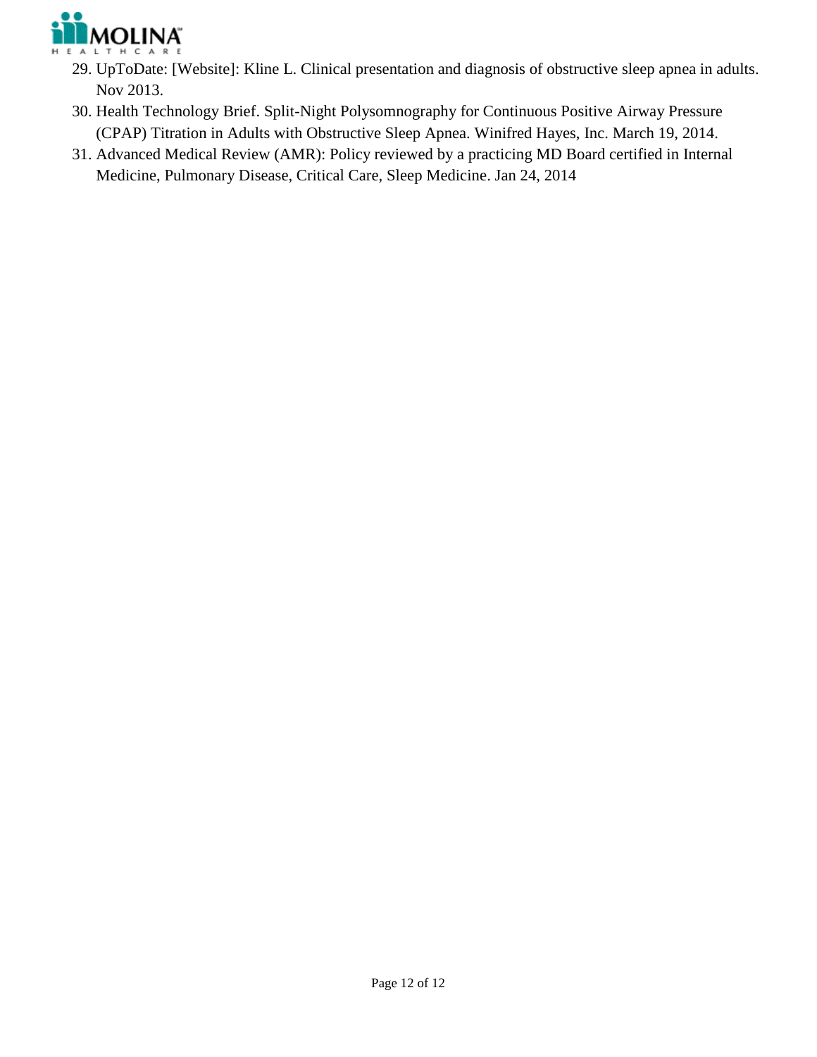29. UpToDate: [Website]: Kline L. Clinical presentation and diagnosis of obstructive sleep apnea in adults. Nov 2013.
30. Health Technology Brief. Split-Night Polysomnography for Continuous Positive Airway Pressure (CPAP) Titration in Adults with Obstructive Sleep Apnea. Winifred Hayes, Inc. March 19, 2014.
31. Advanced Medical Review (AMR): Policy reviewed by a practicing MD Board certified in Internal Medicine, Pulmonary Disease, Critical Care, Sleep Medicine. Jan 24, 2014